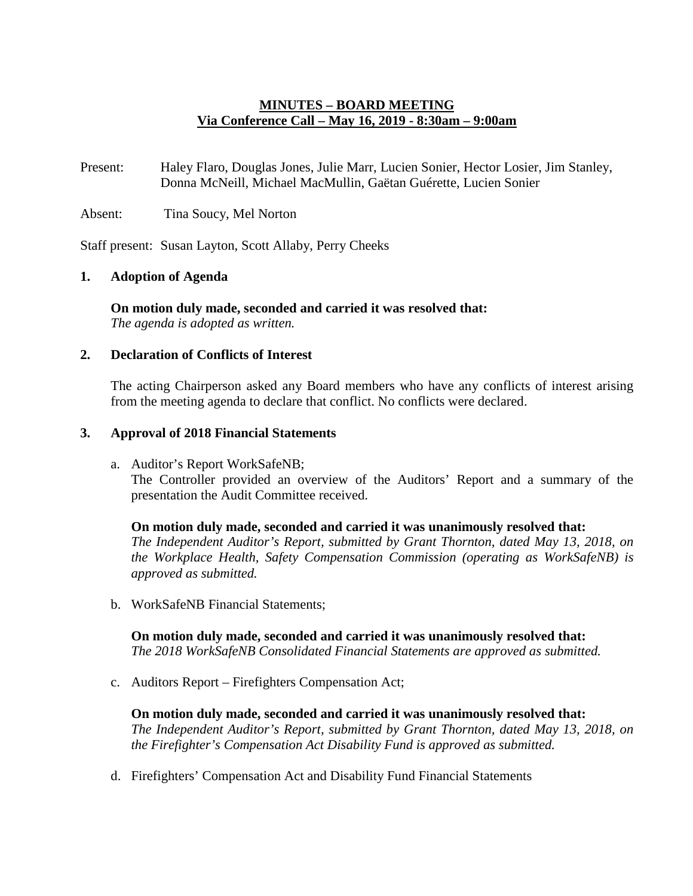# MINUTES – BOARD MEETING
## Via Conference Call – May 16, 2019 - 8:30am – 9:00am

Present: Haley Flaro, Douglas Jones, Julie Marr, Lucien Sonier, Hector Losier, Jim Stanley, Donna McNeill, Michael MacMullin, Gaëtan Guérette, Lucien Sonier

Absent: Tina Soucy, Mel Norton

Staff present: Susan Layton, Scott Allaby, Perry Cheeks

### 1. Adoption of Agenda

**On motion duly made, seconded and carried it was resolved that:**
*The agenda is adopted as written.*

### 2. Declaration of Conflicts of Interest

The acting Chairperson asked any Board members who have any conflicts of interest arising from the meeting agenda to declare that conflict. No conflicts were declared.

### 3. Approval of 2018 Financial Statements

a. Auditor's Report WorkSafeNB;
The Controller provided an overview of the Auditors' Report and a summary of the presentation the Audit Committee received.

**On motion duly made, seconded and carried it was unanimously resolved that:**
*The Independent Auditor's Report, submitted by Grant Thornton, dated May 13, 2018, on the Workplace Health, Safety Compensation Commission (operating as WorkSafeNB) is approved as submitted.*

b. WorkSafeNB Financial Statements;

**On motion duly made, seconded and carried it was unanimously resolved that:**
*The 2018 WorkSafeNB Consolidated Financial Statements are approved as submitted.*

c. Auditors Report – Firefighters Compensation Act;

**On motion duly made, seconded and carried it was unanimously resolved that:**
*The Independent Auditor's Report, submitted by Grant Thornton, dated May 13, 2018, on the Firefighter's Compensation Act Disability Fund is approved as submitted.*

d. Firefighters' Compensation Act and Disability Fund Financial Statements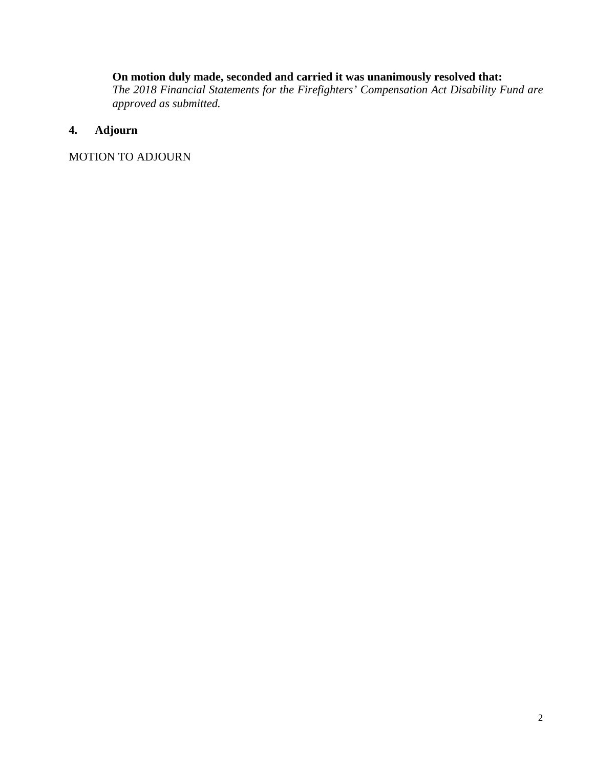**On motion duly made, seconded and carried it was unanimously resolved that:**
*The 2018 Financial Statements for the Firefighters' Compensation Act Disability Fund are approved as submitted.*

## 4. Adjourn

MOTION TO ADJOURN